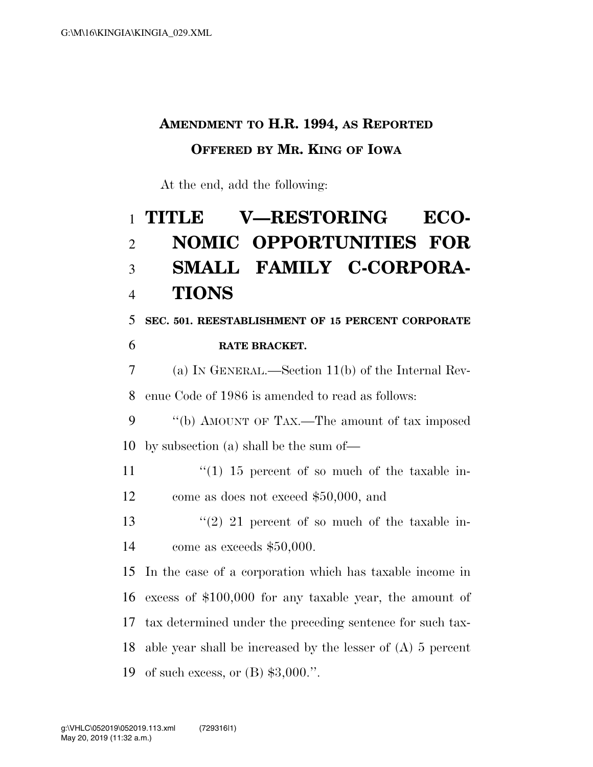**AMENDMENT TO H.R. 1994, AS REPORTED**

**OFFERED BY MR. KING OF IOWA**

At the end, add the following:

# TITLE V—RESTORING ECONOMIC OPPORTUNITIES FOR SMALL FAMILY C-CORPORATIONS

**SEC. 501. REESTABLISHMENT OF 15 PERCENT CORPORATE RATE BRACKET.**

(a) IN GENERAL.—Section 11(b) of the Internal Revenue Code of 1986 is amended to read as follows:

"(b) AMOUNT OF TAX.—The amount of tax imposed by subsection (a) shall be the sum of—

"(1) 15 percent of so much of the taxable income as does not exceed $50,000, and

"(2) 21 percent of so much of the taxable income as exceeds $50,000.

In the case of a corporation which has taxable income in excess of $100,000 for any taxable year, the amount of tax determined under the preceding sentence for such taxable year shall be increased by the lesser of (A) 5 percent of such excess, or (B) $3,000.".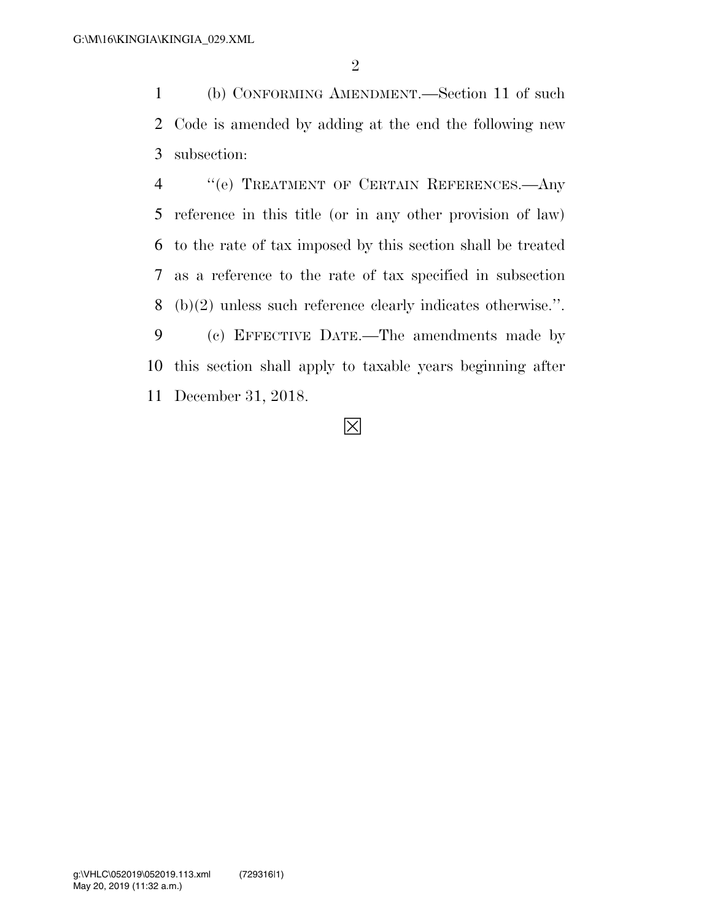(b) CONFORMING AMENDMENT.—Section 11 of such Code is amended by adding at the end the following new subsection:

"(e) TREATMENT OF CERTAIN REFERENCES.—Any reference in this title (or in any other provision of law) to the rate of tax imposed by this section shall be treated as a reference to the rate of tax specified in subsection (b)(2) unless such reference clearly indicates otherwise.".

(c) EFFECTIVE DATE.—The amendments made by this section shall apply to taxable years beginning after December 31, 2018.